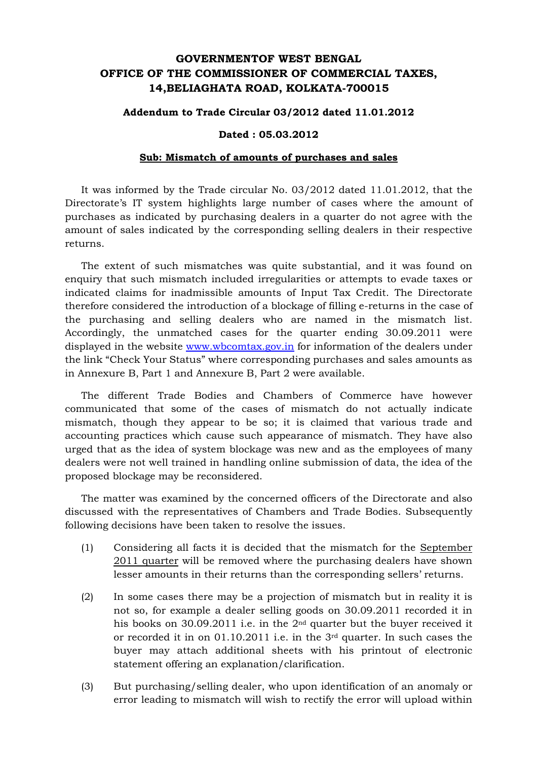# GOVERNMENTOF WEST BENGAL
# OFFICE OF THE COMMISSIONER OF COMMERCIAL TAXES,
# 14,BELIAGHATA ROAD, KOLKATA-700015

**Addendum to Trade Circular 03/2012 dated 11.01.2012**

**Dated : 05.03.2012**

**Sub: Mismatch of amounts of purchases and sales**

It was informed by the Trade circular No. 03/2012 dated 11.01.2012, that the Directorate's IT system highlights large number of cases where the amount of purchases as indicated by purchasing dealers in a quarter do not agree with the amount of sales indicated by the corresponding selling dealers in their respective returns.

The extent of such mismatches was quite substantial, and it was found on enquiry that such mismatch included irregularities or attempts to evade taxes or indicated claims for inadmissible amounts of Input Tax Credit. The Directorate therefore considered the introduction of a blockage of filling e-returns in the case of the purchasing and selling dealers who are named in the mismatch list. Accordingly, the unmatched cases for the quarter ending 30.09.2011 were displayed in the website www.wbcomtax.gov.in for information of the dealers under the link "Check Your Status" where corresponding purchases and sales amounts as in Annexure B, Part 1 and Annexure B, Part 2 were available.

The different Trade Bodies and Chambers of Commerce have however communicated that some of the cases of mismatch do not actually indicate mismatch, though they appear to be so; it is claimed that various trade and accounting practices which cause such appearance of mismatch. They have also urged that as the idea of system blockage was new and as the employees of many dealers were not well trained in handling online submission of data, the idea of the proposed blockage may be reconsidered.

The matter was examined by the concerned officers of the Directorate and also discussed with the representatives of Chambers and Trade Bodies. Subsequently following decisions have been taken to resolve the issues.

(1) Considering all facts it is decided that the mismatch for the September 2011 quarter will be removed where the purchasing dealers have shown lesser amounts in their returns than the corresponding sellers' returns.

(2) In some cases there may be a projection of mismatch but in reality it is not so, for example a dealer selling goods on 30.09.2011 recorded it in his books on 30.09.2011 i.e. in the 2nd quarter but the buyer received it or recorded it in on 01.10.2011 i.e. in the 3rd quarter. In such cases the buyer may attach additional sheets with his printout of electronic statement offering an explanation/clarification.

(3) But purchasing/selling dealer, who upon identification of an anomaly or error leading to mismatch will wish to rectify the error will upload within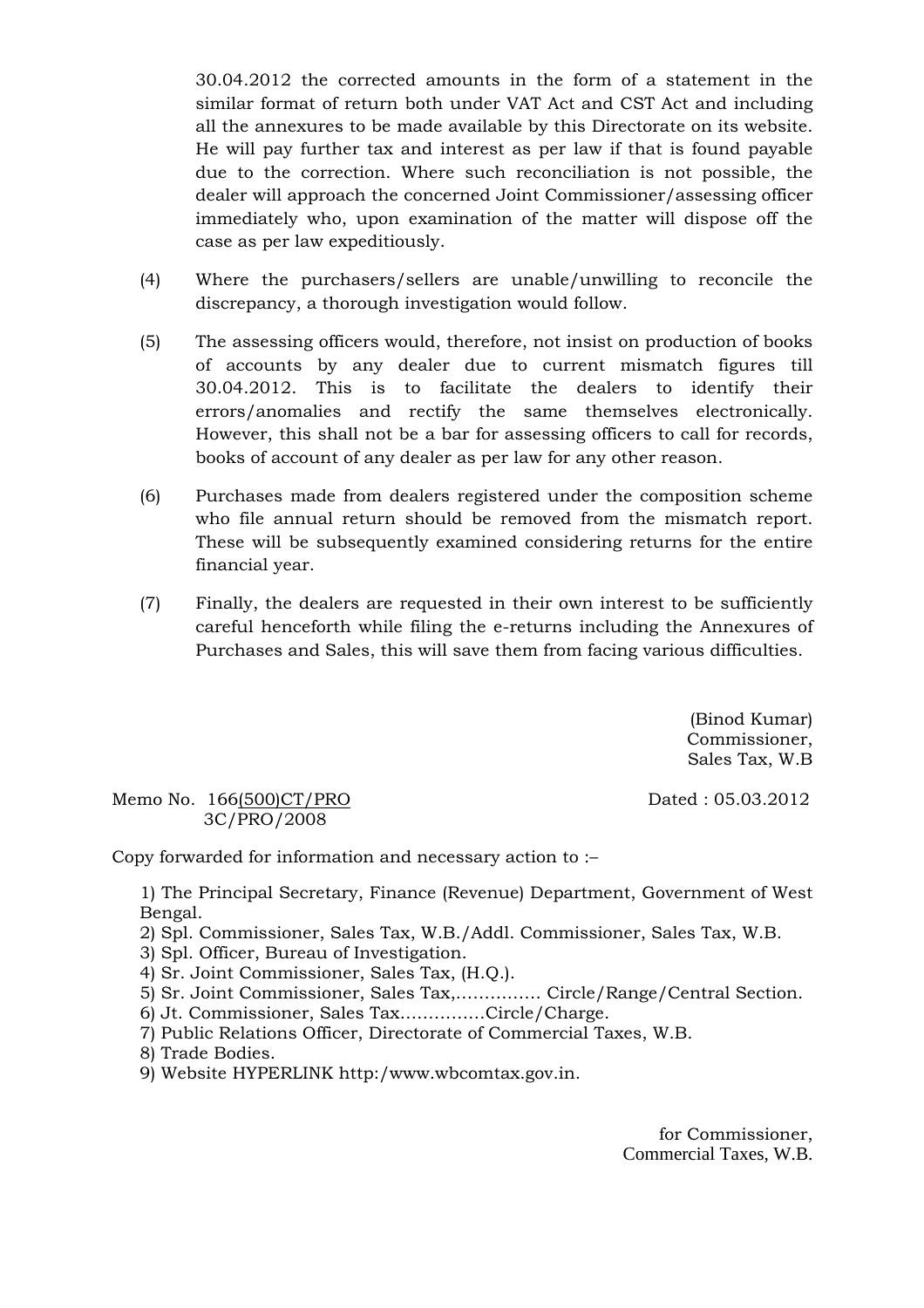30.04.2012 the corrected amounts in the form of a statement in the similar format of return both under VAT Act and CST Act and including all the annexures to be made available by this Directorate on its website. He will pay further tax and interest as per law if that is found payable due to the correction. Where such reconciliation is not possible, the dealer will approach the concerned Joint Commissioner/assessing officer immediately who, upon examination of the matter will dispose off the case as per law expeditiously.

(4) Where the purchasers/sellers are unable/unwilling to reconcile the discrepancy, a thorough investigation would follow.

(5) The assessing officers would, therefore, not insist on production of books of accounts by any dealer due to current mismatch figures till 30.04.2012. This is to facilitate the dealers to identify their errors/anomalies and rectify the same themselves electronically. However, this shall not be a bar for assessing officers to call for records, books of account of any dealer as per law for any other reason.

(6) Purchases made from dealers registered under the composition scheme who file annual return should be removed from the mismatch report. These will be subsequently examined considering returns for the entire financial year.

(7) Finally, the dealers are requested in their own interest to be sufficiently careful henceforth while filing the e-returns including the Annexures of Purchases and Sales, this will save them from facing various difficulties.

(Binod Kumar)
Commissioner,
Sales Tax, W.B

Memo No. 166(500)CT/PRO
3C/PRO/2008

Dated : 05.03.2012

Copy forwarded for information and necessary action to :–

1) The Principal Secretary, Finance (Revenue) Department, Government of West Bengal.
2) Spl. Commissioner, Sales Tax, W.B./Addl. Commissioner, Sales Tax, W.B.
3) Spl. Officer, Bureau of Investigation.
4) Sr. Joint Commissioner, Sales Tax, (H.Q.).
5) Sr. Joint Commissioner, Sales Tax,…………… Circle/Range/Central Section.
6) Jt. Commissioner, Sales Tax……………Circle/Charge.
7) Public Relations Officer, Directorate of Commercial Taxes, W.B.
8) Trade Bodies.
9) Website HYPERLINK http:/www.wbcomtax.gov.in.

for Commissioner,
Commercial Taxes, W.B.